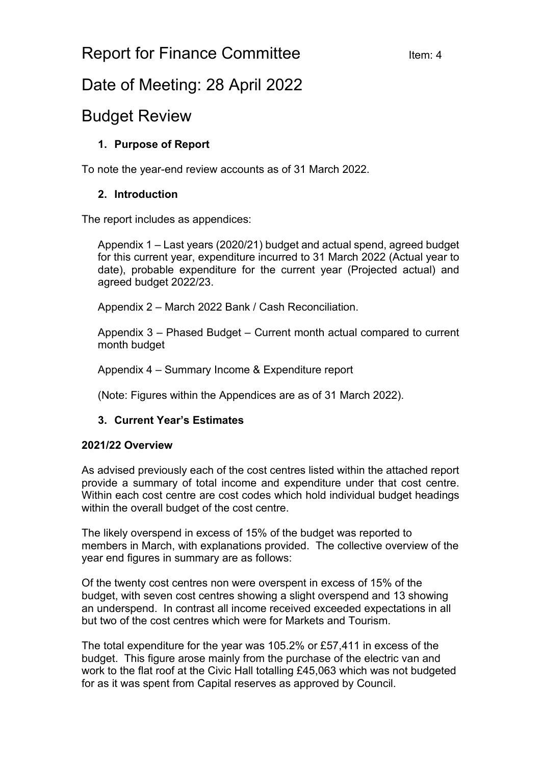# Report for Finance Committee

Item: 4

# Date of Meeting: 28 April 2022

# Budget Review

## 1. Purpose of Report

To note the year-end review accounts as of 31 March 2022.

## 2. Introduction

The report includes as appendices:

Appendix 1 – Last years (2020/21) budget and actual spend, agreed budget for this current year, expenditure incurred to 31 March 2022 (Actual year to date), probable expenditure for the current year (Projected actual) and agreed budget 2022/23.

Appendix 2 – March 2022 Bank / Cash Reconciliation.

Appendix 3 – Phased Budget – Current month actual compared to current month budget

Appendix 4 – Summary Income & Expenditure report

(Note: Figures within the Appendices are as of 31 March 2022).

## 3. Current Year's Estimates

**2021/22 Overview**

As advised previously each of the cost centres listed within the attached report provide a summary of total income and expenditure under that cost centre. Within each cost centre are cost codes which hold individual budget headings within the overall budget of the cost centre.

The likely overspend in excess of 15% of the budget was reported to members in March, with explanations provided. The collective overview of the year end figures in summary are as follows:

Of the twenty cost centres non were overspent in excess of 15% of the budget, with seven cost centres showing a slight overspend and 13 showing an underspend. In contrast all income received exceeded expectations in all but two of the cost centres which were for Markets and Tourism.

The total expenditure for the year was 105.2% or £57,411 in excess of the budget. This figure arose mainly from the purchase of the electric van and work to the flat roof at the Civic Hall totalling £45,063 which was not budgeted for as it was spent from Capital reserves as approved by Council.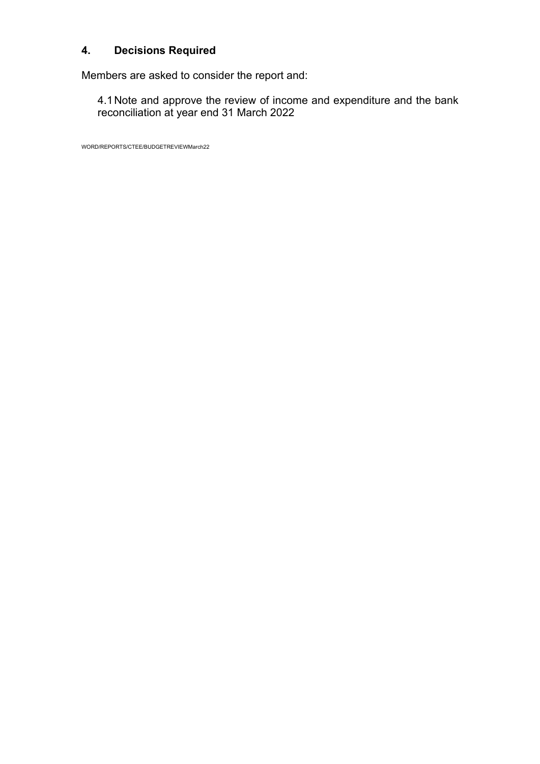## 4. Decisions Required

Members are asked to consider the report and:

4.1 Note and approve the review of income and expenditure and the bank reconciliation at year end 31 March 2022

WORD/REPORTS/CTEE/BUDGETREVIEWMarch22